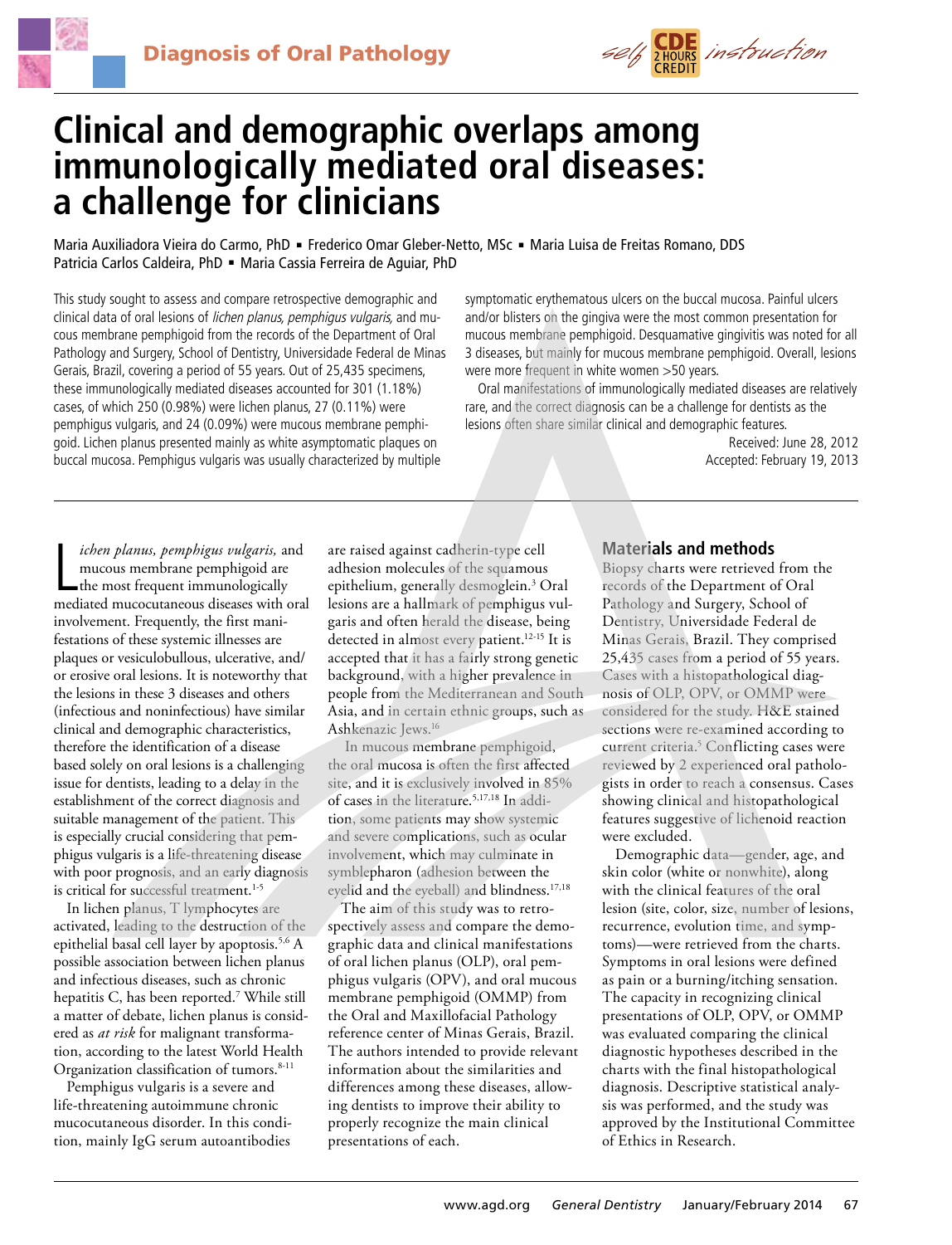# Clinical and demographic overlaps among immunologically mediated oral diseases: a challenge for clinicians

Maria Auxiliadora Vieira do Carmo, PhD ▪ Frederico Omar Gleber-Netto, MSc ▪ Maria Luisa de Freitas Romano, DDS
Patricia Carlos Caldeira, PhD ▪ Maria Cassia Ferreira de Aguiar, PhD

This study sought to assess and compare retrospective demographic and clinical data of oral lesions of *lichen planus, pemphigus vulgaris,* and mucous membrane pemphigoid from the records of the Department of Oral Pathology and Surgery, School of Dentistry, Universidade Federal de Minas Gerais, Brazil, covering a period of 55 years. Out of 25,435 specimens, these immunologically mediated diseases accounted for 301 (1.18%) cases, of which 250 (0.98%) were lichen planus, 27 (0.11%) were pemphigus vulgaris, and 24 (0.09%) were mucous membrane pemphigoid. Lichen planus presented mainly as white asymptomatic plaques on buccal mucosa. Pemphigus vulgaris was usually characterized by multiple symptomatic erythematous ulcers on the buccal mucosa. Painful ulcers and/or blisters on the gingiva were the most common presentation for mucous membrane pemphigoid. Desquamative gingivitis was noted for all 3 diseases, but mainly for mucous membrane pemphigoid. Overall, lesions were more frequent in white women >50 years.

Oral manifestations of immunologically mediated diseases are relatively rare, and the correct diagnosis can be a challenge for dentists as the lesions often share similar clinical and demographic features.

Received: June 28, 2012
Accepted: February 19, 2013

*Lichen planus, pemphigus vulgaris,* and mucous membrane pemphigoid are the most frequent immunologically mediated mucocutaneous diseases with oral involvement. Frequently, the first manifestations of these systemic illnesses are plaques or vesiculobullous, ulcerative, and/or erosive oral lesions. It is noteworthy that the lesions in these 3 diseases and others (infectious and noninfectious) have similar clinical and demographic characteristics, therefore the identification of a disease based solely on oral lesions is a challenging issue for dentists, leading to a delay in the establishment of the correct diagnosis and suitable management of the patient. This is especially crucial considering that pemphigus vulgaris is a life-threatening disease with poor prognosis, and an early diagnosis is critical for successful treatment.[1-5]

In lichen planus, T lymphocytes are activated, leading to the destruction of the epithelial basal cell layer by apoptosis.[5,6] A possible association between lichen planus and infectious diseases, such as chronic hepatitis C, has been reported.[7] While still a matter of debate, lichen planus is considered as *at risk* for malignant transformation, according to the latest World Health Organization classification of tumors.[8-11]

Pemphigus vulgaris is a severe and life-threatening autoimmune chronic mucocutaneous disorder. In this condition, mainly IgG serum autoantibodies are raised against cadherin-type cell adhesion molecules of the squamous epithelium, generally desmoglein.[3] Oral lesions are a hallmark of pemphigus vulgaris and often herald the disease, being detected in almost every patient.[12-15] It is accepted that it has a fairly strong genetic background, with a higher prevalence in people from the Mediterranean and South Asia, and in certain ethnic groups, such as Ashkenazic Jews.[16]

In mucous membrane pemphigoid, the oral mucosa is often the first affected site, and it is exclusively involved in 85% of cases in the literature.[5,17,18] In addition, some patients may show systemic and severe complications, such as ocular involvement, which may culminate in symblepharon (adhesion between the eyelid and the eyeball) and blindness.[17,18]

The aim of this study was to retrospectively assess and compare the demographic data and clinical manifestations of oral lichen planus (OLP), oral pemphigus vulgaris (OPV), and oral mucous membrane pemphigoid (OMMP) from the Oral and Maxillofacial Pathology reference center of Minas Gerais, Brazil. The authors intended to provide relevant information about the similarities and differences among these diseases, allowing dentists to improve their ability to properly recognize the main clinical presentations of each.

## Materials and methods

Biopsy charts were retrieved from the records of the Department of Oral Pathology and Surgery, School of Dentistry, Universidade Federal de Minas Gerais, Brazil. They comprised 25,435 cases from a period of 55 years. Cases with a histopathological diagnosis of OLP, OPV, or OMMP were considered for the study. H&E stained sections were re-examined according to current criteria.[5] Conflicting cases were reviewed by 2 experienced oral pathologists in order to reach a consensus. Cases showing clinical and histopathological features suggestive of lichenoid reaction were excluded.

Demographic data—gender, age, and skin color (white or nonwhite), along with the clinical features of the oral lesion (site, color, size, number of lesions, recurrence, evolution time, and symptoms)—were retrieved from the charts. Symptoms in oral lesions were defined as pain or a burning/itching sensation. The capacity in recognizing clinical presentations of OLP, OPV, or OMMP was evaluated comparing the clinical diagnostic hypotheses described in the charts with the final histopathological diagnosis. Descriptive statistical analysis was performed, and the study was approved by the Institutional Committee of Ethics in Research.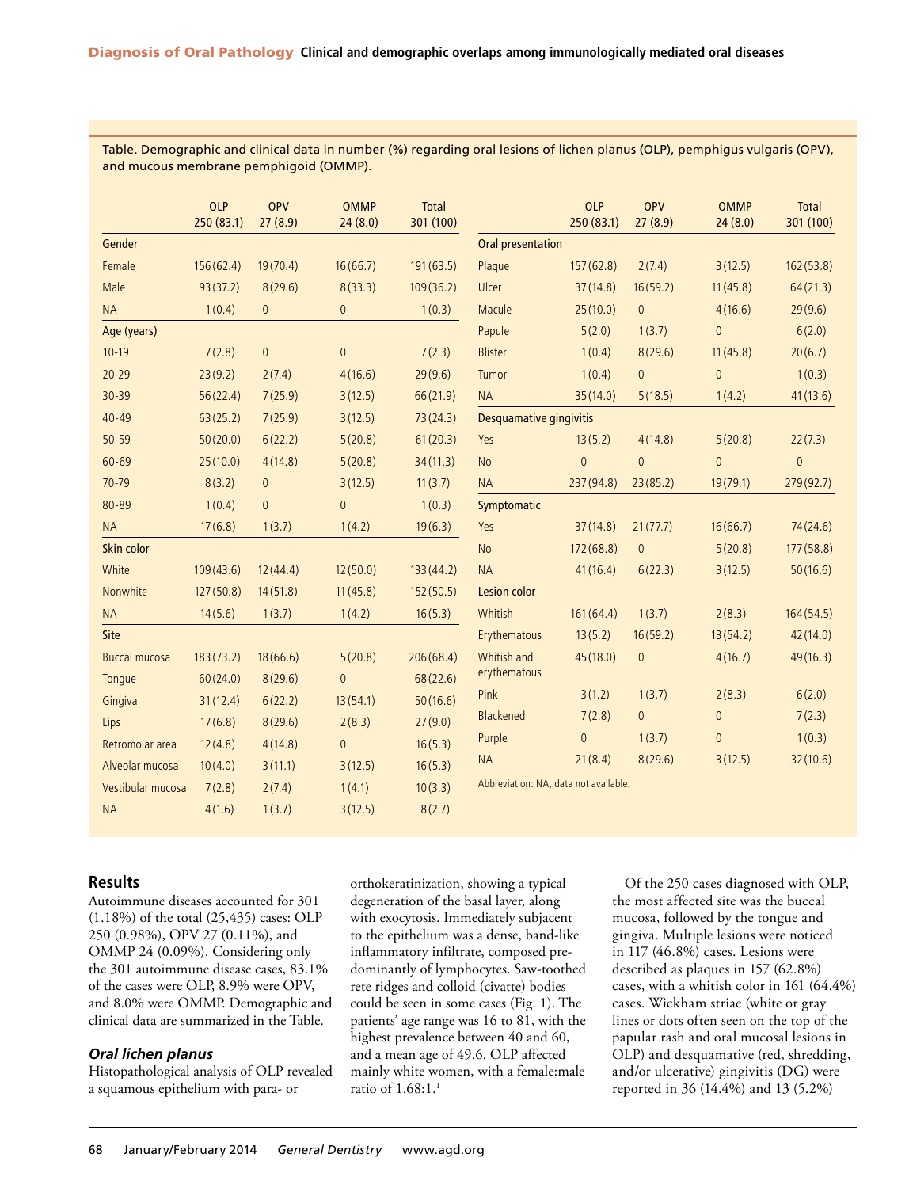Table. Demographic and clinical data in number (%) regarding oral lesions of lichen planus (OLP), pemphigus vulgaris (OPV), and mucous membrane pemphigoid (OMMP).

| | OLP 250 (83.1) | OPV 27 (8.9) | OMMP 24 (8.0) | Total 301 (100) |
|---|---|---|---|---|
| **Gender** | | | | |
| Female | 156 (62.4) | 19 (70.4) | 16 (66.7) | 191 (63.5) |
| Male | 93 (37.2) | 8 (29.6) | 8 (33.3) | 109 (36.2) |
| NA | 1 (0.4) | 0 | 0 | 1 (0.3) |
| **Age (years)** | | | | |
| 10-19 | 7 (2.8) | 0 | 0 | 7 (2.3) |
| 20-29 | 23 (9.2) | 2 (7.4) | 4 (16.6) | 29 (9.6) |
| 30-39 | 56 (22.4) | 7 (25.9) | 3 (12.5) | 66 (21.9) |
| 40-49 | 63 (25.2) | 7 (25.9) | 3 (12.5) | 73 (24.3) |
| 50-59 | 50 (20.0) | 6 (22.2) | 5 (20.8) | 61 (20.3) |
| 60-69 | 25 (10.0) | 4 (14.8) | 5 (20.8) | 34 (11.3) |
| 70-79 | 8 (3.2) | 0 | 3 (12.5) | 11 (3.7) |
| 80-89 | 1 (0.4) | 0 | 0 | 1 (0.3) |
| NA | 17 (6.8) | 1 (3.7) | 1 (4.2) | 19 (6.3) |
| **Skin color** | | | | |
| White | 109 (43.6) | 12 (44.4) | 12 (50.0) | 133 (44.2) |
| Nonwhite | 127 (50.8) | 14 (51.8) | 11 (45.8) | 152 (50.5) |
| NA | 14 (5.6) | 1 (3.7) | 1 (4.2) | 16 (5.3) |
| **Site** | | | | |
| Buccal mucosa | 183 (73.2) | 18 (66.6) | 5 (20.8) | 206 (68.4) |
| Tongue | 60 (24.0) | 8 (29.6) | 0 | 68 (22.6) |
| Gingiva | 31 (12.4) | 6 (22.2) | 13 (54.1) | 50 (16.6) |
| Lips | 17 (6.8) | 8 (29.6) | 2 (8.3) | 27 (9.0) |
| Retromolar area | 12 (4.8) | 4 (14.8) | 0 | 16 (5.3) |
| Alveolar mucosa | 10 (4.0) | 3 (11.1) | 3 (12.5) | 16 (5.3) |
| Vestibular mucosa | 7 (2.8) | 2 (7.4) | 1 (4.1) | 10 (3.3) |
| NA | 4 (1.6) | 1 (3.7) | 3 (12.5) | 8 (2.7) |
| **Oral presentation** | | | | |
| Plaque | 157 (62.8) | 2 (7.4) | 3 (12.5) | 162 (53.8) |
| Ulcer | 37 (14.8) | 16 (59.2) | 11 (45.8) | 64 (21.3) |
| Macule | 25 (10.0) | 0 | 4 (16.6) | 29 (9.6) |
| Papule | 5 (2.0) | 1 (3.7) | 0 | 6 (2.0) |
| Blister | 1 (0.4) | 8 (29.6) | 11 (45.8) | 20 (6.7) |
| Tumor | 1 (0.4) | 0 | 0 | 1 (0.3) |
| NA | 35 (14.0) | 5 (18.5) | 1 (4.2) | 41 (13.6) |
| **Desquamative gingivitis** | | | | |
| Yes | 13 (5.2) | 4 (14.8) | 5 (20.8) | 22 (7.3) |
| No | 0 | 0 | 0 | 0 |
| NA | 237 (94.8) | 23 (85.2) | 19 (79.1) | 279 (92.7) |
| **Symptomatic** | | | | |
| Yes | 37 (14.8) | 21 (77.7) | 16 (66.7) | 74 (24.6) |
| No | 172 (68.8) | 0 | 5 (20.8) | 177 (58.8) |
| NA | 41 (16.4) | 6 (22.3) | 3 (12.5) | 50 (16.6) |
| **Lesion color** | | | | |
| Whitish | 161 (64.4) | 1 (3.7) | 2 (8.3) | 164 (54.5) |
| Erythematous | 13 (5.2) | 16 (59.2) | 13 (54.2) | 42 (14.0) |
| Whitish and erythematous | 45 (18.0) | 0 | 4 (16.7) | 49 (16.3) |
| Pink | 3 (1.2) | 1 (3.7) | 2 (8.3) | 6 (2.0) |
| Blackened | 7 (2.8) | 0 | 0 | 7 (2.3) |
| Purple | 0 | 1 (3.7) | 0 | 1 (0.3) |
| NA | 21 (8.4) | 8 (29.6) | 3 (12.5) | 32 (10.6) |

Abbreviation: NA, data not available.

## Results

Autoimmune diseases accounted for 301 (1.18%) of the total (25,435) cases: OLP 250 (0.98%), OPV 27 (0.11%), and OMMP 24 (0.09%). Considering only the 301 autoimmune disease cases, 83.1% of the cases were OLP, 8.9% were OPV, and 8.0% were OMMP. Demographic and clinical data are summarized in the Table.

### *Oral lichen planus*

Histopathological analysis of OLP revealed a squamous epithelium with para- or orthokeratinization, showing a typical degeneration of the basal layer, along with exocytosis. Immediately subjacent to the epithelium was a dense, band-like inflammatory infiltrate, composed predominantly of lymphocytes. Saw-toothed rete ridges and colloid (civatte) bodies could be seen in some cases (Fig. 1). The patients' age range was 16 to 81, with the highest prevalence between 40 and 60, and a mean age of 49.6. OLP affected mainly white women, with a female:male ratio of 1.68:1.[1]

Of the 250 cases diagnosed with OLP, the most affected site was the buccal mucosa, followed by the tongue and gingiva. Multiple lesions were noticed in 117 (46.8%) cases. Lesions were described as plaques in 157 (62.8%) cases, with a whitish color in 161 (64.4%) cases. Wickham striae (white or gray lines or dots often seen on the top of the papular rash and oral mucosal lesions in OLP) and desquamative (red, shredding, and/or ulcerative) gingivitis (DG) were reported in 36 (14.4%) and 13 (5.2%)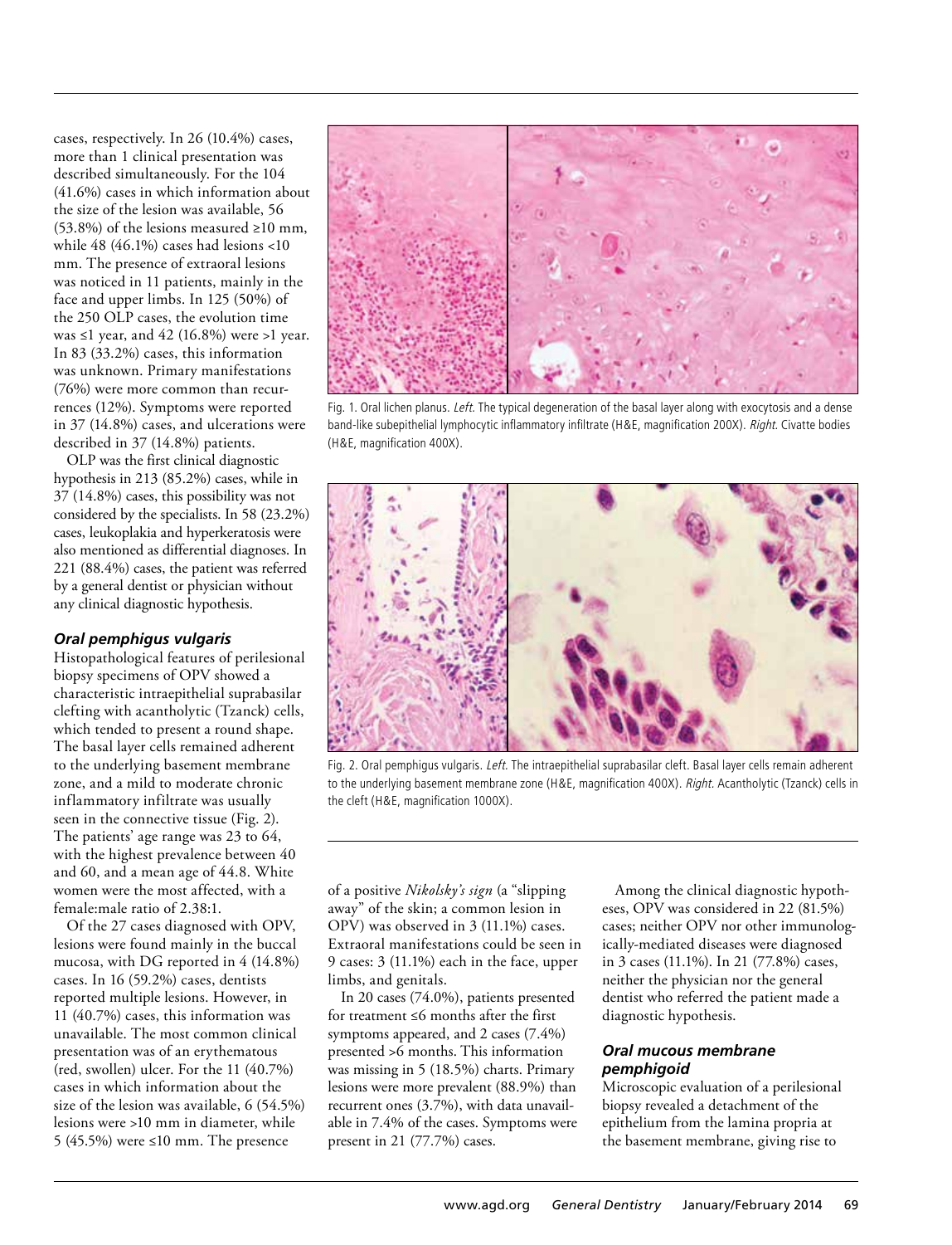cases, respectively. In 26 (10.4%) cases, more than 1 clinical presentation was described simultaneously. For the 104 (41.6%) cases in which information about the size of the lesion was available, 56 (53.8%) of the lesions measured ≥10 mm, while 48 (46.1%) cases had lesions <10 mm. The presence of extraoral lesions was noticed in 11 patients, mainly in the face and upper limbs. In 125 (50%) of the 250 OLP cases, the evolution time was ≤1 year, and 42 (16.8%) were >1 year. In 83 (33.2%) cases, this information was unknown. Primary manifestations (76%) were more common than recurrences (12%). Symptoms were reported in 37 (14.8%) cases, and ulcerations were described in 37 (14.8%) patients.

OLP was the first clinical diagnostic hypothesis in 213 (85.2%) cases, while in 37 (14.8%) cases, this possibility was not considered by the specialists. In 58 (23.2%) cases, leukoplakia and hyperkeratosis were also mentioned as differential diagnoses. In 221 (88.4%) cases, the patient was referred by a general dentist or physician without any clinical diagnostic hypothesis.

Fig. 1. Oral lichen planus. *Left.* The typical degeneration of the basal layer along with exocytosis and a dense band-like subepithelial lymphocytic inflammatory infiltrate (H&E, magnification 200X). *Right.* Civatte bodies (H&E, magnification 400X).

Fig. 2. Oral pemphigus vulgaris. *Left.* The intraepithelial suprabasilar cleft. Basal layer cells remain adherent to the underlying basement membrane zone (H&E, magnification 400X). *Right.* Acantholytic (Tzanck) cells in the cleft (H&E, magnification 1000X).

### *Oral pemphigus vulgaris*

Histopathological features of perilesional biopsy specimens of OPV showed a characteristic intraepithelial suprabasilar clefting with acantholytic (Tzanck) cells, which tended to present a round shape. The basal layer cells remained adherent to the underlying basement membrane zone, and a mild to moderate chronic inflammatory infiltrate was usually seen in the connective tissue (Fig. 2). The patients' age range was 23 to 64, with the highest prevalence between 40 and 60, and a mean age of 44.8. White women were the most affected, with a female:male ratio of 2.38:1.

Of the 27 cases diagnosed with OPV, lesions were found mainly in the buccal mucosa, with DG reported in 4 (14.8%) cases. In 16 (59.2%) cases, dentists reported multiple lesions. However, in 11 (40.7%) cases, this information was unavailable. The most common clinical presentation was of an erythematous (red, swollen) ulcer. For the 11 (40.7%) cases in which information about the size of the lesion was available, 6 (54.5%) lesions were >10 mm in diameter, while 5 (45.5%) were ≤10 mm. The presence of a positive *Nikolsky's sign* (a "slipping away" of the skin; a common lesion in OPV) was observed in 3 (11.1%) cases. Extraoral manifestations could be seen in 9 cases: 3 (11.1%) each in the face, upper limbs, and genitals.

In 20 cases (74.0%), patients presented for treatment ≤6 months after the first symptoms appeared, and 2 cases (7.4%) presented >6 months. This information was missing in 5 (18.5%) charts. Primary lesions were more prevalent (88.9%) than recurrent ones (3.7%), with data unavailable in 7.4% of the cases. Symptoms were present in 21 (77.7%) cases.

Among the clinical diagnostic hypotheses, OPV was considered in 22 (81.5%) cases; neither OPV nor other immunologically-mediated diseases were diagnosed in 3 cases (11.1%). In 21 (77.8%) cases, neither the physician nor the general dentist who referred the patient made a diagnostic hypothesis.

### *Oral mucous membrane pemphigoid*

Microscopic evaluation of a perilesional biopsy revealed a detachment of the epithelium from the lamina propria at the basement membrane, giving rise to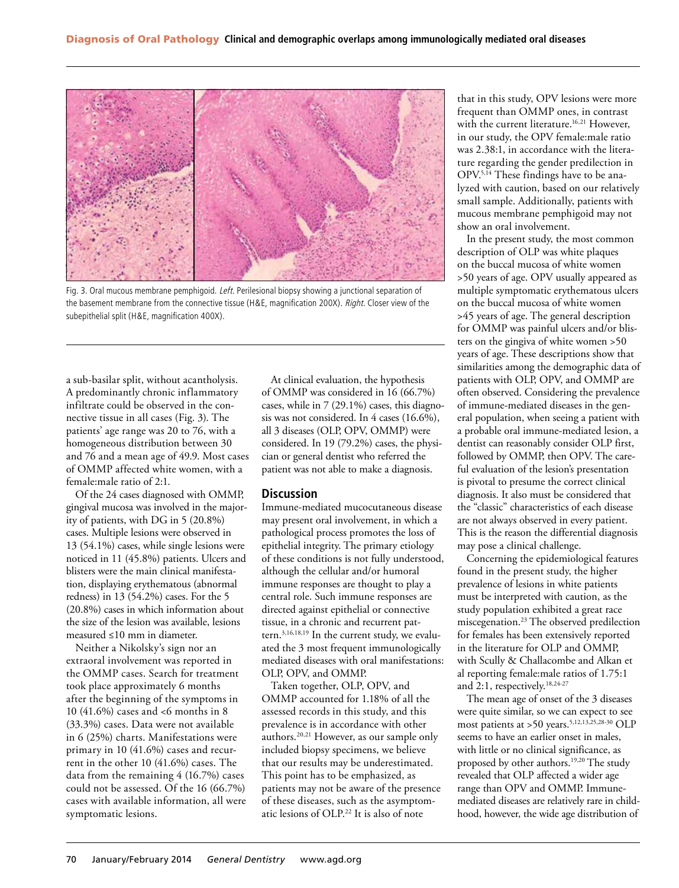Fig. 3. Oral mucous membrane pemphigoid. *Left.* Perilesional biopsy showing a junctional separation of the basement membrane from the connective tissue (H&E, magnification 200X). *Right.* Closer view of the subepithelial split (H&E, magnification 400X).

a sub-basilar split, without acantholysis. A predominantly chronic inflammatory infiltrate could be observed in the connective tissue in all cases (Fig. 3). The patients' age range was 20 to 76, with a homogeneous distribution between 30 and 76 and a mean age of 49.9. Most cases of OMMP affected white women, with a female:male ratio of 2:1.

Of the 24 cases diagnosed with OMMP, gingival mucosa was involved in the majority of patients, with DG in 5 (20.8%) cases. Multiple lesions were observed in 13 (54.1%) cases, while single lesions were noticed in 11 (45.8%) patients. Ulcers and blisters were the main clinical manifestation, displaying erythematous (abnormal redness) in 13 (54.2%) cases. For the 5 (20.8%) cases in which information about the size of the lesion was available, lesions measured ≤10 mm in diameter.

Neither a Nikolsky's sign nor an extraoral involvement was reported in the OMMP cases. Search for treatment took place approximately 6 months after the beginning of the symptoms in 10 (41.6%) cases and <6 months in 8 (33.3%) cases. Data were not available in 6 (25%) charts. Manifestations were primary in 10 (41.6%) cases and recurrent in the other 10 (41.6%) cases. The data from the remaining 4 (16.7%) cases could not be assessed. Of the 16 (66.7%) cases with available information, all were symptomatic lesions.

At clinical evaluation, the hypothesis of OMMP was considered in 16 (66.7%) cases, while in 7 (29.1%) cases, this diagnosis was not considered. In 4 cases (16.6%), all 3 diseases (OLP, OPV, OMMP) were considered. In 19 (79.2%) cases, the physician or general dentist who referred the patient was not able to make a diagnosis.

## Discussion

Immune-mediated mucocutaneous disease may present oral involvement, in which a pathological process promotes the loss of epithelial integrity. The primary etiology of these conditions is not fully understood, although the cellular and/or humoral immune responses are thought to play a central role. Such immune responses are directed against epithelial or connective tissue, in a chronic and recurrent pattern.[3,16,18,19] In the current study, we evaluated the 3 most frequent immunologically mediated diseases with oral manifestations: OLP, OPV, and OMMP.

Taken together, OLP, OPV, and OMMP accounted for 1.18% of all the assessed records in this study, and this prevalence is in accordance with other authors.[20,21] However, as our sample only included biopsy specimens, we believe that our results may be underestimated. This point has to be emphasized, as patients may not be aware of the presence of these diseases, such as the asymptomatic lesions of OLP.[22] It is also of note that in this study, OPV lesions were more frequent than OMMP ones, in contrast with the current literature.[16,21] However, in our study, the OPV female:male ratio was 2.38:1, in accordance with the literature regarding the gender predilection in OPV.[5,14] These findings have to be analyzed with caution, based on our relatively small sample. Additionally, patients with mucous membrane pemphigoid may not show an oral involvement.

In the present study, the most common description of OLP was white plaques on the buccal mucosa of white women >50 years of age. OPV usually appeared as multiple symptomatic erythematous ulcers on the buccal mucosa of white women >45 years of age. The general description for OMMP was painful ulcers and/or blisters on the gingiva of white women >50 years of age. These descriptions show that similarities among the demographic data of patients with OLP, OPV, and OMMP are often observed. Considering the prevalence of immune-mediated diseases in the general population, when seeing a patient with a probable oral immune-mediated lesion, a dentist can reasonably consider OLP first, followed by OMMP, then OPV. The careful evaluation of the lesion's presentation is pivotal to presume the correct clinical diagnosis. It also must be considered that the "classic" characteristics of each disease are not always observed in every patient. This is the reason the differential diagnosis may pose a clinical challenge.

Concerning the epidemiological features found in the present study, the higher prevalence of lesions in white patients must be interpreted with caution, as the study population exhibited a great race miscegenation.[23] The observed predilection for females has been extensively reported in the literature for OLP and OMMP, with Scully & Challacombe and Alkan et al reporting female:male ratios of 1.75:1 and 2:1, respectively.[18,24-27]

The mean age of onset of the 3 diseases were quite similar, so we can expect to see most patients at >50 years.[5,12,13,25,28-30] OLP seems to have an earlier onset in males, with little or no clinical significance, as proposed by other authors.[19,20] The study revealed that OLP affected a wider age range than OPV and OMMP. Immune-mediated diseases are relatively rare in childhood, however, the wide age distribution of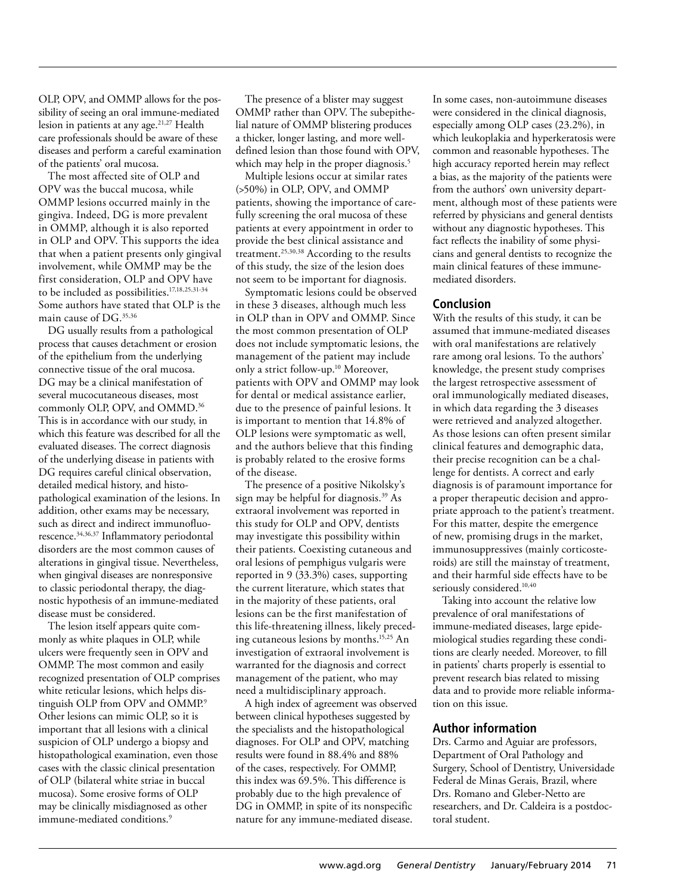OLP, OPV, and OMMP allows for the possibility of seeing an oral immune-mediated lesion in patients at any age.[21,27] Health care professionals should be aware of these diseases and perform a careful examination of the patients' oral mucosa.

The most affected site of OLP and OPV was the buccal mucosa, while OMMP lesions occurred mainly in the gingiva. Indeed, DG is more prevalent in OMMP, although it is also reported in OLP and OPV. This supports the idea that when a patient presents only gingival involvement, while OMMP may be the first consideration, OLP and OPV have to be included as possibilities.[17,18,25,31-34] Some authors have stated that OLP is the main cause of DG.[35,36]

DG usually results from a pathological process that causes detachment or erosion of the epithelium from the underlying connective tissue of the oral mucosa. DG may be a clinical manifestation of several mucocutaneous diseases, most commonly OLP, OPV, and OMMD.[36] This is in accordance with our study, in which this feature was described for all the evaluated diseases. The correct diagnosis of the underlying disease in patients with DG requires careful clinical observation, detailed medical history, and histopathological examination of the lesions. In addition, other exams may be necessary, such as direct and indirect immunofluorescence.[34,36,37] Inflammatory periodontal disorders are the most common causes of alterations in gingival tissue. Nevertheless, when gingival diseases are nonresponsive to classic periodontal therapy, the diagnostic hypothesis of an immune-mediated disease must be considered.

The lesion itself appears quite commonly as white plaques in OLP, while ulcers were frequently seen in OPV and OMMP. The most common and easily recognized presentation of OLP comprises white reticular lesions, which helps distinguish OLP from OPV and OMMP.[9] Other lesions can mimic OLP, so it is important that all lesions with a clinical suspicion of OLP undergo a biopsy and histopathological examination, even those cases with the classic clinical presentation of OLP (bilateral white striae in buccal mucosa). Some erosive forms of OLP may be clinically misdiagnosed as other immune-mediated conditions.[9]

The presence of a blister may suggest OMMP rather than OPV. The subepithelial nature of OMMP blistering produces a thicker, longer lasting, and more well-defined lesion than those found with OPV, which may help in the proper diagnosis.[5]

Multiple lesions occur at similar rates (>50%) in OLP, OPV, and OMMP patients, showing the importance of carefully screening the oral mucosa of these patients at every appointment in order to provide the best clinical assistance and treatment.[25,30,38] According to the results of this study, the size of the lesion does not seem to be important for diagnosis.

Symptomatic lesions could be observed in these 3 diseases, although much less in OLP than in OPV and OMMP. Since the most common presentation of OLP does not include symptomatic lesions, the management of the patient may include only a strict follow-up.[10] Moreover, patients with OPV and OMMP may look for dental or medical assistance earlier, due to the presence of painful lesions. It is important to mention that 14.8% of OLP lesions were symptomatic as well, and the authors believe that this finding is probably related to the erosive forms of the disease.

The presence of a positive Nikolsky's sign may be helpful for diagnosis.[39] As extraoral involvement was reported in this study for OLP and OPV, dentists may investigate this possibility within their patients. Coexisting cutaneous and oral lesions of pemphigus vulgaris were reported in 9 (33.3%) cases, supporting the current literature, which states that in the majority of these patients, oral lesions can be the first manifestation of this life-threatening illness, likely preceding cutaneous lesions by months.[15,25] An investigation of extraoral involvement is warranted for the diagnosis and correct management of the patient, who may need a multidisciplinary approach.

A high index of agreement was observed between clinical hypotheses suggested by the specialists and the histopathological diagnoses. For OLP and OPV, matching results were found in 88.4% and 88% of the cases, respectively. For OMMP, this index was 69.5%. This difference is probably due to the high prevalence of DG in OMMP, in spite of its nonspecific nature for any immune-mediated disease. In some cases, non-autoimmune diseases were considered in the clinical diagnosis, especially among OLP cases (23.2%), in which leukoplakia and hyperkeratosis were common and reasonable hypotheses. The high accuracy reported herein may reflect a bias, as the majority of the patients were from the authors' own university department, although most of these patients were referred by physicians and general dentists without any diagnostic hypotheses. This fact reflects the inability of some physicians and general dentists to recognize the main clinical features of these immune-mediated disorders.

## Conclusion

With the results of this study, it can be assumed that immune-mediated diseases with oral manifestations are relatively rare among oral lesions. To the authors' knowledge, the present study comprises the largest retrospective assessment of oral immunologically mediated diseases, in which data regarding the 3 diseases were retrieved and analyzed altogether. As those lesions can often present similar clinical features and demographic data, their precise recognition can be a challenge for dentists. A correct and early diagnosis is of paramount importance for a proper therapeutic decision and appropriate approach to the patient's treatment. For this matter, despite the emergence of new, promising drugs in the market, immunosuppressives (mainly corticosteroids) are still the mainstay of treatment, and their harmful side effects have to be seriously considered.[10,40]

Taking into account the relative low prevalence of oral manifestations of immune-mediated diseases, large epidemiological studies regarding these conditions are clearly needed. Moreover, to fill in patients' charts properly is essential to prevent research bias related to missing data and to provide more reliable information on this issue.

## Author information

Drs. Carmo and Aguiar are professors, Department of Oral Pathology and Surgery, School of Dentistry, Universidade Federal de Minas Gerais, Brazil, where Drs. Romano and Gleber-Netto are researchers, and Dr. Caldeira is a postdoctoral student.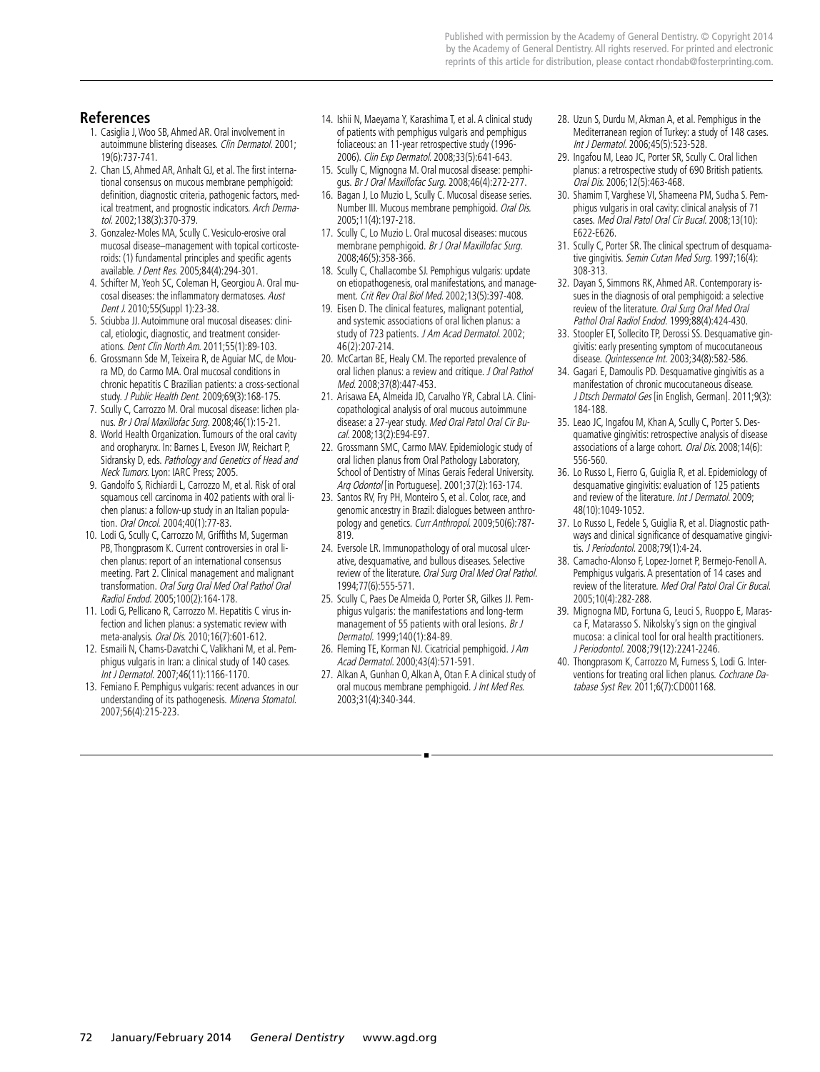## References

1. Casiglia J, Woo SB, Ahmed AR. Oral involvement in autoimmune blistering diseases. *Clin Dermatol*. 2001; 19(6):737-741.
2. Chan LS, Ahmed AR, Anhalt GJ, et al. The first international consensus on mucous membrane pemphigoid: definition, diagnostic criteria, pathogenic factors, medical treatment, and prognostic indicators. *Arch Dermatol*. 2002;138(3):370-379.
3. Gonzalez-Moles MA, Scully C. Vesiculo-erosive oral mucosal disease–management with topical corticosteroids: (1) fundamental principles and specific agents available. *J Dent Res*. 2005;84(4):294-301.
4. Schifter M, Yeoh SC, Coleman H, Georgiou A. Oral mucosal diseases: the inflammatory dermatoses. *Aust Dent J*. 2010;55(Suppl 1):23-38.
5. Sciubba JJ. Autoimmune oral mucosal diseases: clinical, etiologic, diagnostic, and treatment considerations. *Dent Clin North Am*. 2011;55(1):89-103.
6. Grossmann Sde M, Teixeira R, de Aguiar MC, de Moura MD, do Carmo MA. Oral mucosal conditions in chronic hepatitis C Brazilian patients: a cross-sectional study. *J Public Health Dent*. 2009;69(3):168-175.
7. Scully C, Carrozzo M. Oral mucosal disease: lichen planus. *Br J Oral Maxillofac Surg*. 2008;46(1):15-21.
8. World Health Organization. Tumours of the oral cavity and oropharynx. In: Barnes L, Eveson JW, Reichart P, Sidransky D, eds. *Pathology and Genetics of Head and Neck Tumors*. Lyon: IARC Press; 2005.
9. Gandolfo S, Richiardi L, Carrozzo M, et al. Risk of oral squamous cell carcinoma in 402 patients with oral lichen planus: a follow-up study in an Italian population. *Oral Oncol*. 2004;40(1):77-83.
10. Lodi G, Scully C, Carrozzo M, Griffiths M, Sugerman PB, Thongprasom K. Current controversies in oral lichen planus: report of an international consensus meeting. Part 2. Clinical management and malignant transformation. *Oral Surg Oral Med Oral Pathol Oral Radiol Endod*. 2005;100(2):164-178.
11. Lodi G, Pellicano R, Carrozzo M. Hepatitis C virus infection and lichen planus: a systematic review with meta-analysis. *Oral Dis*. 2010;16(7):601-612.
12. Esmaili N, Chams-Davatchi C, Valikhani M, et al. Pemphigus vulgaris in Iran: a clinical study of 140 cases. *Int J Dermatol*. 2007;46(11):1166-1170.
13. Femiano F. Pemphigus vulgaris: recent advances in our understanding of its pathogenesis. *Minerva Stomatol*. 2007;56(4):215-223.
14. Ishii N, Maeyama Y, Karashima T, et al. A clinical study of patients with pemphigus vulgaris and pemphigus foliaceous: an 11-year retrospective study (1996-2006). *Clin Exp Dermatol*. 2008;33(5):641-643.
15. Scully C, Mignogna M. Oral mucosal disease: pemphigus. *Br J Oral Maxillofac Surg*. 2008;46(4):272-277.
16. Bagan J, Lo Muzio L, Scully C. Mucosal disease series. Number III. Mucous membrane pemphigoid. *Oral Dis*. 2005;11(4):197-218.
17. Scully C, Lo Muzio L. Oral mucosal diseases: mucous membrane pemphigoid. *Br J Oral Maxillofac Surg*. 2008;46(5):358-366.
18. Scully C, Challacombe SJ. Pemphigus vulgaris: update on etiopathogenesis, oral manifestations, and management. *Crit Rev Oral Biol Med*. 2002;13(5):397-408.
19. Eisen D. The clinical features, malignant potential, and systemic associations of oral lichen planus: a study of 723 patients. *J Am Acad Dermatol*. 2002; 46(2):207-214.
20. McCartan BE, Healy CM. The reported prevalence of oral lichen planus: a review and critique. *J Oral Pathol Med*. 2008;37(8):447-453.
21. Arisawa EA, Almeida JD, Carvalho YR, Cabral LA. Clinicopathological analysis of oral mucous autoimmune disease: a 27-year study. *Med Oral Patol Oral Cir Bucal*. 2008;13(2):E94-E97.
22. Grossmann SMC, Carmo MAV. Epidemiologic study of oral lichen planus from Oral Pathology Laboratory, School of Dentistry of Minas Gerais Federal University. *Arq Odontol* [in Portuguese]. 2001;37(2):163-174.
23. Santos RV, Fry PH, Monteiro S, et al. Color, race, and genomic ancestry in Brazil: dialogues between anthropology and genetics. *Curr Anthropol*. 2009;50(6):787-819.
24. Eversole LR. Immunopathology of oral mucosal ulcerative, desquamative, and bullous diseases. Selective review of the literature. *Oral Surg Oral Med Oral Pathol*. 1994;77(6):555-571.
25. Scully C, Paes De Almeida O, Porter SR, Gilkes JJ. Pemphigus vulgaris: the manifestations and long-term management of 55 patients with oral lesions. *Br J Dermatol*. 1999;140(1):84-89.
26. Fleming TE, Korman NJ. Cicatricial pemphigoid. *J Am Acad Dermatol*. 2000;43(4):571-591.
27. Alkan A, Gunhan O, Alkan A, Otan F. A clinical study of oral mucous membrane pemphigoid. *J Int Med Res*. 2003;31(4):340-344.
28. Uzun S, Durdu M, Akman A, et al. Pemphigus in the Mediterranean region of Turkey: a study of 148 cases. *Int J Dermatol*. 2006;45(5):523-528.
29. Ingafou M, Leao JC, Porter SR, Scully C. Oral lichen planus: a retrospective study of 690 British patients. *Oral Dis*. 2006;12(5):463-468.
30. Shamim T, Varghese VI, Shameena PM, Sudha S. Pemphigus vulgaris in oral cavity: clinical analysis of 71 cases. *Med Oral Patol Oral Cir Bucal*. 2008;13(10): E622-E626.
31. Scully C, Porter SR. The clinical spectrum of desquamative gingivitis. *Semin Cutan Med Surg*. 1997;16(4): 308-313.
32. Dayan S, Simmons RK, Ahmed AR. Contemporary issues in the diagnosis of oral pemphigoid: a selective review of the literature. *Oral Surg Oral Med Oral Pathol Oral Radiol Endod*. 1999;88(4):424-430.
33. Stoopler ET, Sollecito TP, Derossi SS. Desquamative gingivitis: early presenting symptom of mucocutaneous disease. *Quintessence Int*. 2003;34(8):582-586.
34. Gagari E, Damoulis PD. Desquamative gingivitis as a manifestation of chronic mucocutaneous disease. *J Dtsch Dermatol Ges* [in English, German]. 2011;9(3): 184-188.
35. Leao JC, Ingafou M, Khan A, Scully C, Porter S. Desquamative gingivitis: retrospective analysis of disease associations of a large cohort. *Oral Dis*. 2008;14(6): 556-560.
36. Lo Russo L, Fierro G, Guiglia R, et al. Epidemiology of desquamative gingivitis: evaluation of 125 patients and review of the literature. *Int J Dermatol*. 2009; 48(10):1049-1052.
37. Lo Russo L, Fedele S, Guiglia R, et al. Diagnostic pathways and clinical significance of desquamative gingivitis. *J Periodontol*. 2008;79(1):4-24.
38. Camacho-Alonso F, Lopez-Jornet P, Bermejo-Fenoll A. Pemphigus vulgaris. A presentation of 14 cases and review of the literature. *Med Oral Patol Oral Cir Bucal*. 2005;10(4):282-288.
39. Mignogna MD, Fortuna G, Leuci S, Ruoppo E, Marasca F, Matarasso S. Nikolsky's sign on the gingival mucosa: a clinical tool for oral health practitioners. *J Periodontol*. 2008;79(12):2241-2246.
40. Thongprasom K, Carrozzo M, Furness S, Lodi G. Interventions for treating oral lichen planus. *Cochrane Database Syst Rev*. 2011;6(7):CD001168.